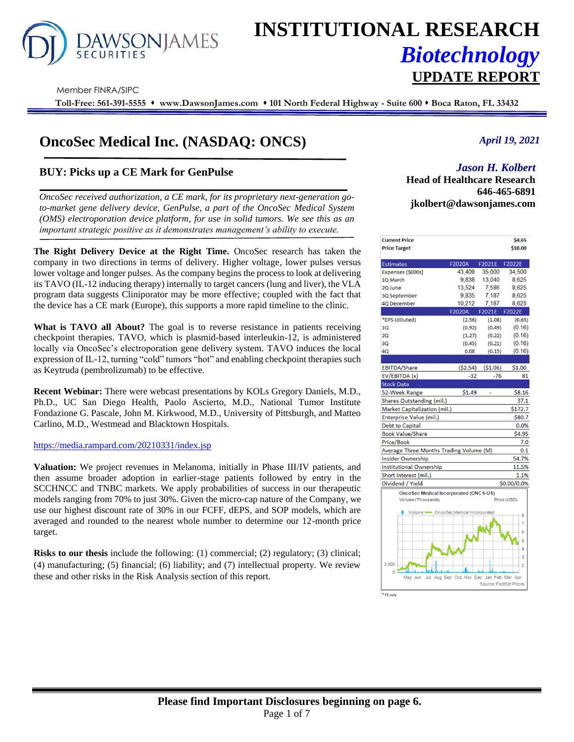# INSTITUTIONAL RESEARCH
## *Biotechnology*
## UPDATE REPORT

Member FINRA/SIPC

**Toll-Free: 561-391-5555 ♦ www.DawsonJames.com ♦ 101 North Federal Highway - Suite 600 ♦ Boca Raton, FL 33432**

# OncoSec Medical Inc. (NASDAQ: ONCS)

*April 19, 2021*

## BUY: Picks up a CE Mark for GenPulse

*Jason H. Kolbert*
**Head of Healthcare Research**
**646-465-6891**
**jkolbert@dawsonjames.com**

*OncoSec received authorization, a CE mark, for its proprietary next-generation go-to-market gene delivery device, GenPulse, a part of the OncoSec Medical System (OMS) electroporation device platform, for use in solid tumors. We see this as an important strategic positive as it demonstrates management's ability to execute.*

**The Right Delivery Device at the Right Time.** OncoSec research has taken the company in two directions in terms of delivery. Higher voltage, lower pulses versus lower voltage and longer pulses. As the company begins the process to look at delivering its TAVO (IL-12 inducing therapy) internally to target cancers (lung and liver), the VLA program data suggests Cliniporator may be more effective; coupled with the fact that the device has a CE mark (Europe), this supports a more rapid timeline to the clinic.

**What is TAVO all About?** The goal is to reverse resistance in patients receiving checkpoint therapies. TAVO, which is plasmid-based interleukin-12, is administered locally via OncoSec's electroporation gene delivery system. TAVO induces the local expression of IL-12, turning "cold" tumors "hot" and enabling checkpoint therapies such as Keytruda (pembrolizumab) to be effective.

**Recent Webinar:** There were webcast presentations by KOLs Gregory Daniels, M.D., Ph.D., UC San Diego Health, Paolo Ascierto, M.D., National Tumor Institute Fondazione G. Pascale, John M. Kirkwood, M.D., University of Pittsburgh, and Matteo Carlino, M.D., Westmead and Blacktown Hospitals.

https://media.rampard.com/20210331/index.jsp

**Valuation:** We project revenues in Melanoma, initially in Phase III/IV patients, and then assume broader adoption in earlier-stage patients followed by entry in the SCCHNCC and TNBC markets. We apply probabilities of success in our therapeutic models ranging from 70% to just 30%. Given the micro-cap nature of the Company, we use our highest discount rate of 30% in our FCFF, dEPS, and SOP models, which are averaged and rounded to the nearest whole number to determine our 12-month price target.

**Risks to our thesis** include the following: (1) commercial; (2) regulatory; (3) clinical; (4) manufacturing; (5) financial; (6) liability; and (7) intellectual property. We review these and other risks in the Risk Analysis section of this report.

| | | | |
|---|---|---|---|
| **Current Price** | | | **$4.65** |
| **Price Target** | | | **$10.00** |

| Estimates | F2020A | F2021E | F2022E |
|---|---|---|---|
| Expenses ($000s) | 43,409 | 35,000 | 34,500 |
| 1Q March | 9,838 | 13,040 | 8,625 |
| 2Q June | 13,524 | 7,586 | 8,625 |
| 3Q September | 9,835 | 7,187 | 8,625 |
| 4Q December | 10,212 | 7,187 | 8,625 |
| | F2020A | F2021E | F2022E |
| *EPS (diluted) | (2.56) | (1.08) | (0.65) |
| 1Q | (0.92) | (0.49) | (0.16) |
| 2Q | (1.27) | (0.22) | (0.16) |
| 3Q | (0.45) | (0.21) | (0.16) |
| 4Q | 0.08 | (0.15) | (0.16) |
| EBITDA/Share | ($2.54) | ($1.06) | $1.00 |
| EV/EBITDA (x) | -32 | -76 | 81 |

| Stock Data | | | |
|---|---|---|---|
| 52-Week Range | $1.49 | - | $8.16 |
| Shares Outstanding (mil.) | | | 37.1 |
| Market Capitalization (mil.) | | | $172.7 |
| Enterprise Value (mil.) | | | $80.7 |
| Debt to Capital | | | 0.0% |
| Book Value/Share | | | $4.95 |
| Price/Book | | | 7.0 |
| Average Three Months Trading Volume (M) | | | 0.1 |
| Insider Ownership | | | 54.7% |
| Institutional Ownership | | | 11.5% |
| Short interest (mil.) | | | 1.1% |
| Dividend / Yield | | | $0.00/0.0% |

OncoSec Medical Incorporated (ONCS-US)
Volume (Thousands) Price (USD)
Source: FactSet Prices

*YE July

**Please find Important Disclosures beginning on page 6.**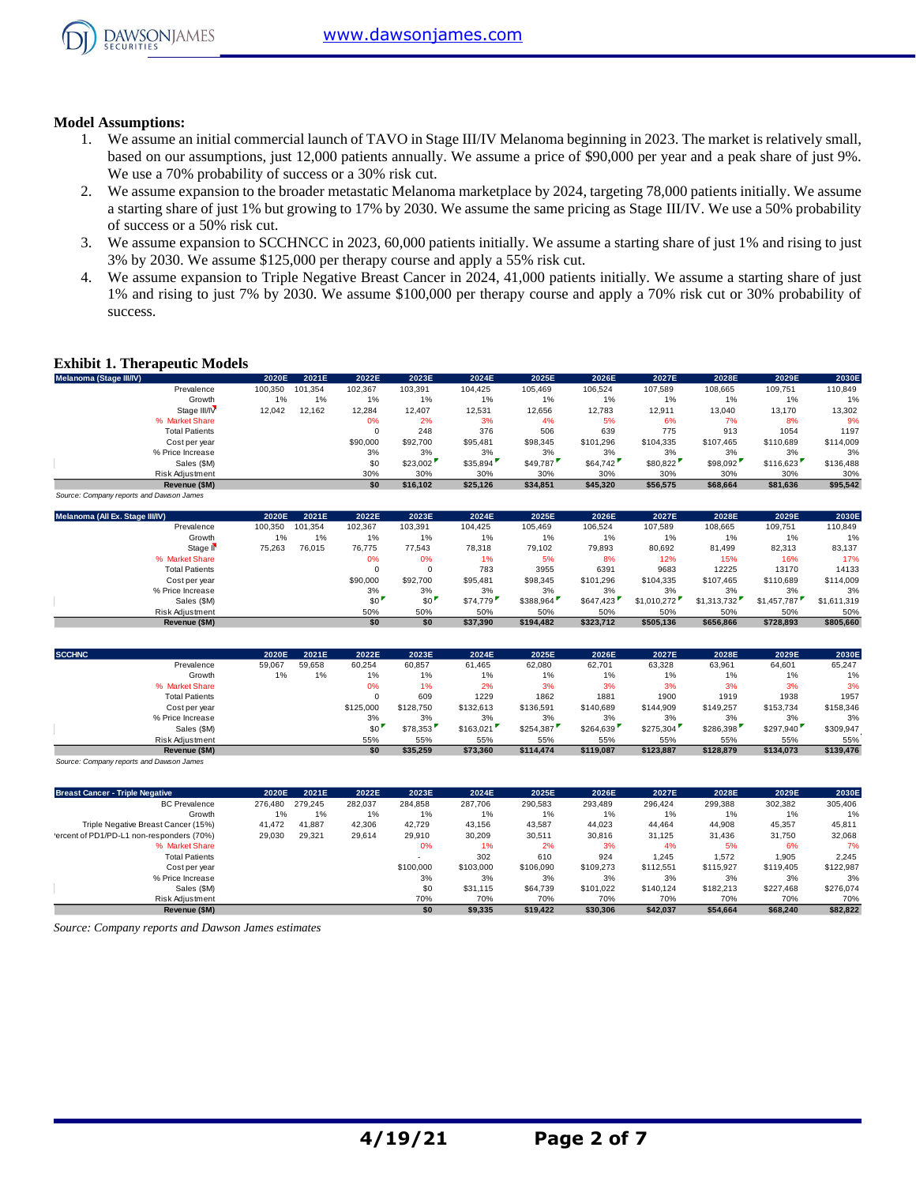**Model Assumptions:**

1. We assume an initial commercial launch of TAVO in Stage III/IV Melanoma beginning in 2023. The market is relatively small, based on our assumptions, just 12,000 patients annually. We assume a price of $90,000 per year and a peak share of just 9%. We use a 70% probability of success or a 30% risk cut.
2. We assume expansion to the broader metastatic Melanoma marketplace by 2024, targeting 78,000 patients initially. We assume a starting share of just 1% but growing to 17% by 2030. We assume the same pricing as Stage III/IV. We use a 50% probability of success or a 50% risk cut.
3. We assume expansion to SCCHNCC in 2023, 60,000 patients initially. We assume a starting share of just 1% and rising to just 3% by 2030. We assume $125,000 per therapy course and apply a 55% risk cut.
4. We assume expansion to Triple Negative Breast Cancer in 2024, 41,000 patients initially. We assume a starting share of just 1% and rising to just 7% by 2030. We assume $100,000 per therapy course and apply a 70% risk cut or 30% probability of success.

**Exhibit 1. Therapeutic Models**

| Melanoma (Stage III/IV) | 2020E | 2021E | 2022E | 2023E | 2024E | 2025E | 2026E | 2027E | 2028E | 2029E | 2030E |
|---|---|---|---|---|---|---|---|---|---|---|---|
| Prevalence | 100,350 | 101,354 | 102,367 | 103,391 | 104,425 | 105,469 | 106,524 | 107,589 | 108,665 | 109,751 | 110,849 |
| Growth | 1% | 1% | 1% | 1% | 1% | 1% | 1% | 1% | 1% | 1% | 1% |
| Stage III/IV | 12,042 | 12,162 | 12,284 | 12,407 | 12,531 | 12,656 | 12,783 | 12,911 | 13,040 | 13,170 | 13,302 |
| % Market Share | | | 0% | 2% | 3% | 4% | 5% | 6% | 7% | 8% | 9% |
| Total Patients | | | 0 | 248 | 376 | 506 | 639 | 775 | 913 | 1054 | 1197 |
| Cost per year | | | $90,000 | $92,700 | $95,481 | $98,345 | $101,296 | $104,335 | $107,465 | $110,689 | $114,009 |
| % Price Increase | | | 3% | 3% | 3% | 3% | 3% | 3% | 3% | 3% | 3% |
| Sales ($M) | | | $0 | $23,002 | $35,894 | $49,787 | $64,742 | $80,822 | $98,092 | $116,623 | $136,488 |
| Risk Adjustment | | | 30% | 30% | 30% | 30% | 30% | 30% | 30% | 30% | 30% |
| **Revenue ($M)** | | | **$0** | **$16,102** | **$25,126** | **$34,851** | **$45,320** | **$56,575** | **$68,664** | **$81,636** | **$95,542** |

*Source: Company reports and Dawson James*

| Melanoma (All Ex. Stage III/IV) | 2020E | 2021E | 2022E | 2023E | 2024E | 2025E | 2026E | 2027E | 2028E | 2029E | 2030E |
|---|---|---|---|---|---|---|---|---|---|---|---|
| Prevalence | 100,350 | 101,354 | 102,367 | 103,391 | 104,425 | 105,469 | 106,524 | 107,589 | 108,665 | 109,751 | 110,849 |
| Growth | 1% | 1% | 1% | 1% | 1% | 1% | 1% | 1% | 1% | 1% | 1% |
| Stage II | 75,263 | 76,015 | 76,775 | 77,543 | 78,318 | 79,102 | 79,893 | 80,692 | 81,499 | 82,313 | 83,137 |
| % Market Share | | | 0% | 0% | 1% | 5% | 8% | 12% | 15% | 16% | 17% |
| Total Patients | | | 0 | 0 | 783 | 3955 | 6391 | 9683 | 12225 | 13170 | 14133 |
| Cost per year | | | $90,000 | $92,700 | $95,481 | $98,345 | $101,296 | $104,335 | $107,465 | $110,689 | $114,009 |
| % Price Increase | | | 3% | 3% | 3% | 3% | 3% | 3% | 3% | 3% | 3% |
| Sales ($M) | | | $0 | $0 | $74,779 | $388,964 | $647,423 | $1,010,272 | $1,313,732 | $1,457,787 | $1,611,319 |
| Risk Adjustment | | | 50% | 50% | 50% | 50% | 50% | 50% | 50% | 50% | 50% |
| **Revenue ($M)** | | | **$0** | **$0** | **$37,390** | **$194,482** | **$323,712** | **$505,136** | **$656,866** | **$728,893** | **$805,660** |

| SCCHNC | 2020E | 2021E | 2022E | 2023E | 2024E | 2025E | 2026E | 2027E | 2028E | 2029E | 2030E |
|---|---|---|---|---|---|---|---|---|---|---|---|
| Prevalence | 59,067 | 59,658 | 60,254 | 60,857 | 61,465 | 62,080 | 62,701 | 63,328 | 63,961 | 64,601 | 65,247 |
| Growth | 1% | 1% | 1% | 1% | 1% | 1% | 1% | 1% | 1% | 1% | 1% |
| % Market Share | | | 0% | 1% | 2% | 3% | 3% | 3% | 3% | 3% | 3% |
| Total Patients | | | 0 | 609 | 1229 | 1862 | 1881 | 1900 | 1919 | 1938 | 1957 |
| Cost per year | | | $125,000 | $128,750 | $132,613 | $136,591 | $140,689 | $144,909 | $149,257 | $153,734 | $158,346 |
| % Price Increase | | | 3% | 3% | 3% | 3% | 3% | 3% | 3% | 3% | 3% |
| Sales ($M) | | | $0 | $78,353 | $163,021 | $254,387 | $264,639 | $275,304 | $286,398 | $297,940 | $309,947 |
| Risk Adjustment | | | 55% | 55% | 55% | 55% | 55% | 55% | 55% | 55% | 55% |
| **Revenue ($M)** | | | **$0** | **$35,259** | **$73,360** | **$114,474** | **$119,087** | **$123,887** | **$128,879** | **$134,073** | **$139,476** |

*Source: Company reports and Dawson James*

| Breast Cancer - Triple Negative | 2020E | 2021E | 2022E | 2023E | 2024E | 2025E | 2026E | 2027E | 2028E | 2029E | 2030E |
|---|---|---|---|---|---|---|---|---|---|---|---|
| BC Prevalence | 276,480 | 279,245 | 282,037 | 284,858 | 287,706 | 290,583 | 293,489 | 296,424 | 299,388 | 302,382 | 305,406 |
| Growth | 1% | 1% | 1% | 1% | 1% | 1% | 1% | 1% | 1% | 1% | 1% |
| Triple Negative Breast Cancer (15%) | 41,472 | 41,887 | 42,306 | 42,729 | 43,156 | 43,587 | 44,023 | 44,464 | 44,908 | 45,357 | 45,811 |
| Percent of PD1/PD-L1 non-responders (70%) | 29,030 | 29,321 | 29,614 | 29,910 | 30,209 | 30,511 | 30,816 | 31,125 | 31,436 | 31,750 | 32,068 |
| % Market Share | | | | 0% | 1% | 2% | 3% | 4% | 5% | 6% | 7% |
| Total Patients | | | | - | 302 | 610 | 924 | 1,245 | 1,572 | 1,905 | 2,245 |
| Cost per year | | | | $100,000 | $103,000 | $106,090 | $109,273 | $112,551 | $115,927 | $119,405 | $122,987 |
| % Price Increase | | | | 3% | 3% | 3% | 3% | 3% | 3% | 3% | 3% |
| Sales ($M) | | | | $0 | $31,115 | $64,739 | $101,022 | $140,124 | $182,213 | $227,468 | $276,074 |
| Risk Adjustment | | | | 70% | 70% | 70% | 70% | 70% | 70% | 70% | 70% |
| **Revenue ($M)** | | | | **$0** | **$9,335** | **$19,422** | **$30,306** | **$42,037** | **$54,664** | **$68,240** | **$82,822** |

*Source: Company reports and Dawson James estimates*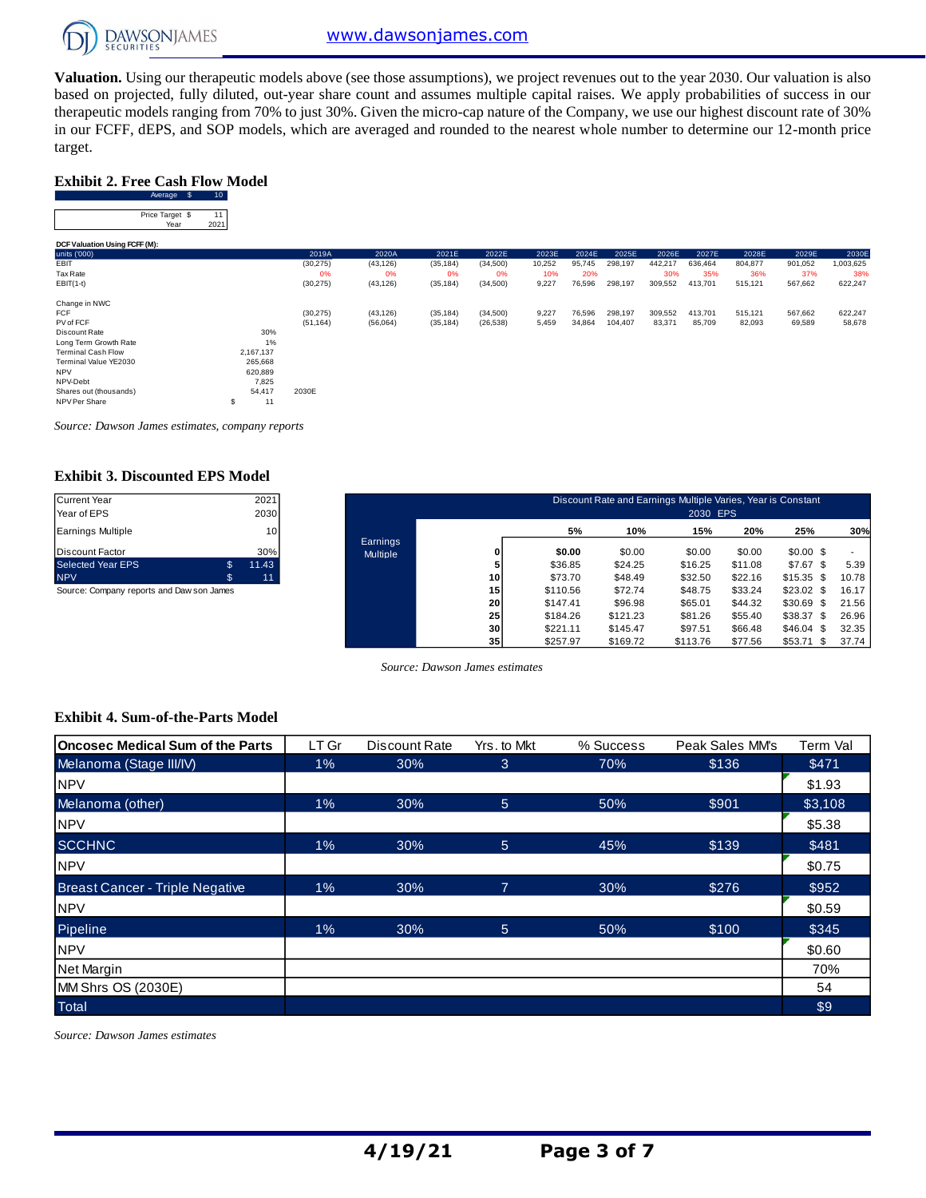**Valuation.** Using our therapeutic models above (see those assumptions), we project revenues out to the year 2030. Our valuation is also based on projected, fully diluted, out-year share count and assumes multiple capital raises. We apply probabilities of success in our therapeutic models ranging from 70% to just 30%. Given the micro-cap nature of the Company, we use our highest discount rate of 30% in our FCFF, dEPS, and SOP models, which are averaged and rounded to the nearest whole number to determine our 12-month price target.

## Exhibit 2. Free Cash Flow Model

| | | |
|---|---|---|
| Average | $ | 10 |
| Price Target | $ | 11 |
| Year | | 2021 |

**DCF Valuation Using FCFF (M):**

| units ('000) | | 2019A | 2020A | 2021E | 2022E | 2023E | 2024E | 2025E | 2026E | 2027E | 2028E | 2029E | 2030E |
|---|---|---|---|---|---|---|---|---|---|---|---|---|---|
| EBIT | | (30,275) | (43,126) | (35,184) | (34,500) | 10,252 | 95,745 | 298,197 | 442,217 | 636,464 | 804,877 | 901,052 | 1,003,625 |
| Tax Rate | | 0% | 0% | 0% | 0% | 10% | 20% | | 30% | 35% | 36% | 37% | 38% |
| EBIT(1-t) | | (30,275) | (43,126) | (35,184) | (34,500) | 9,227 | 76,596 | 298,197 | 309,552 | 413,701 | 515,121 | 567,662 | 622,247 |
| | | | | | | | | | | | | | |
| Change in NWC | | | | | | | | | | | | | |
| FCF | | (30,275) | (43,126) | (35,184) | (34,500) | 9,227 | 76,596 | 298,197 | 309,552 | 413,701 | 515,121 | 567,662 | 622,247 |
| PV of FCF | | (51,164) | (56,064) | (35,184) | (26,538) | 5,459 | 34,864 | 104,407 | 83,371 | 85,709 | 82,093 | 69,589 | 58,678 |
| Discount Rate | 30% | | | | | | | | | | | | |
| Long Term Growth Rate | 1% | | | | | | | | | | | | |
| Terminal Cash Flow | 2,167,137 | | | | | | | | | | | | |
| Terminal Value YE2030 | 265,668 | | | | | | | | | | | | |
| NPV | 620,889 | | | | | | | | | | | | |
| NPV-Debt | 7,825 | | | | | | | | | | | | |
| Shares out (thousands) | 54,417 | 2030E | | | | | | | | | | | |
| NPV Per Share | $ 11 | | | | | | | | | | | | |

*Source: Dawson James estimates, company reports*

## Exhibit 3. Discounted EPS Model

| | | |
|---|---|---|
| Current Year | | 2021 |
| Year of EPS | | 2030 |
| Earnings Multiple | | 10 |
| Discount Factor | | 30% |
| Selected Year EPS | $ | 11.43 |
| NPV | $ | 11 |

Source: Company reports and Dawson James

Discount Rate and Earnings Multiple Varies, Year is Constant — 2030 EPS

| | | 5% | 10% | 15% | 20% | 25% | 30% |
|---|---|---|---|---|---|---|---|
| Earnings Multiple | 0 | $0.00 | $0.00 | $0.00 | $0.00 | $0.00 | $ - |
| | 5 | $36.85 | $24.25 | $16.25 | $11.08 | $7.67 | $ 5.39 |
| | 10 | $73.70 | $48.49 | $32.50 | $22.16 | $15.35 | $ 10.78 |
| | 15 | $110.56 | $72.74 | $48.75 | $33.24 | $23.02 | $ 16.17 |
| | 20 | $147.41 | $96.98 | $65.01 | $44.32 | $30.69 | $ 21.56 |
| | 25 | $184.26 | $121.23 | $81.26 | $55.40 | $38.37 | $ 26.96 |
| | 30 | $221.11 | $145.47 | $97.51 | $66.48 | $46.04 | $ 32.35 |
| | 35 | $257.97 | $169.72 | $113.76 | $77.56 | $53.71 | $ 37.74 |

*Source: Dawson James estimates*

## Exhibit 4. Sum-of-the-Parts Model

| Oncosec Medical Sum of the Parts | LT Gr | Discount Rate | Yrs. to Mkt | % Success | Peak Sales MM's | Term Val |
|---|---|---|---|---|---|---|
| Melanoma (Stage III/IV) | 1% | 30% | 3 | 70% | $136 | $471 |
| NPV | | | | | | $1.93 |
| Melanoma (other) | 1% | 30% | 5 | 50% | $901 | $3,108 |
| NPV | | | | | | $5.38 |
| SCCHNC | 1% | 30% | 5 | 45% | $139 | $481 |
| NPV | | | | | | $0.75 |
| Breast Cancer - Triple Negative | 1% | 30% | 7 | 30% | $276 | $952 |
| NPV | | | | | | $0.59 |
| Pipeline | 1% | 30% | 5 | 50% | $100 | $345 |
| NPV | | | | | | $0.60 |
| Net Margin | | | | | | 70% |
| MM Shrs OS (2030E) | | | | | | 54 |
| Total | | | | | | $9 |

*Source: Dawson James estimates*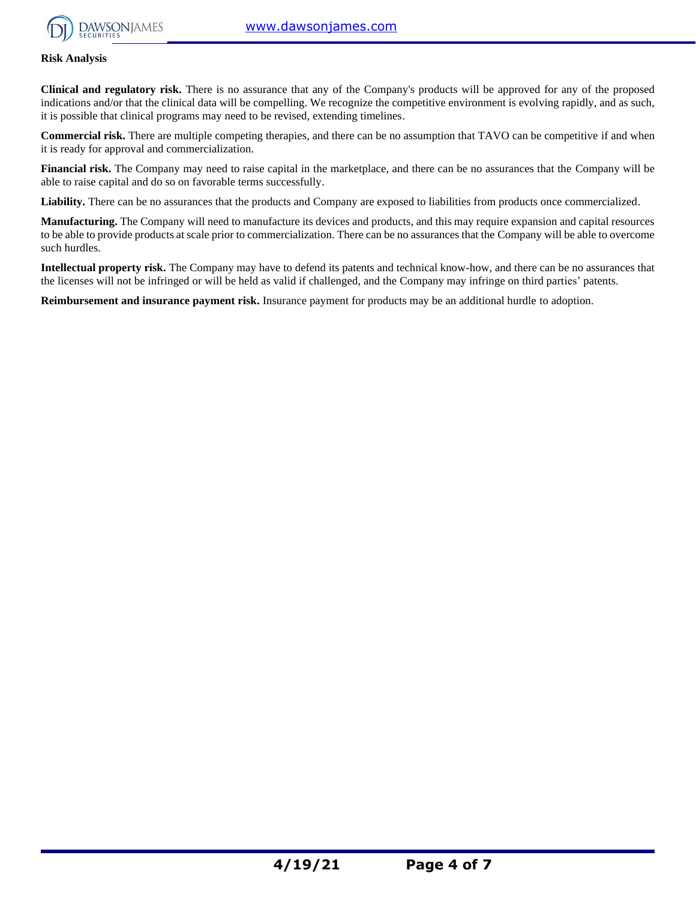**Risk Analysis**

**Clinical and regulatory risk.** There is no assurance that any of the Company's products will be approved for any of the proposed indications and/or that the clinical data will be compelling. We recognize the competitive environment is evolving rapidly, and as such, it is possible that clinical programs may need to be revised, extending timelines.

**Commercial risk.** There are multiple competing therapies, and there can be no assumption that TAVO can be competitive if and when it is ready for approval and commercialization.

**Financial risk.** The Company may need to raise capital in the marketplace, and there can be no assurances that the Company will be able to raise capital and do so on favorable terms successfully.

**Liability.** There can be no assurances that the products and Company are exposed to liabilities from products once commercialized.

**Manufacturing.** The Company will need to manufacture its devices and products, and this may require expansion and capital resources to be able to provide products at scale prior to commercialization. There can be no assurances that the Company will be able to overcome such hurdles.

**Intellectual property risk.** The Company may have to defend its patents and technical know-how, and there can be no assurances that the licenses will not be infringed or will be held as valid if challenged, and the Company may infringe on third parties' patents.

**Reimbursement and insurance payment risk.** Insurance payment for products may be an additional hurdle to adoption.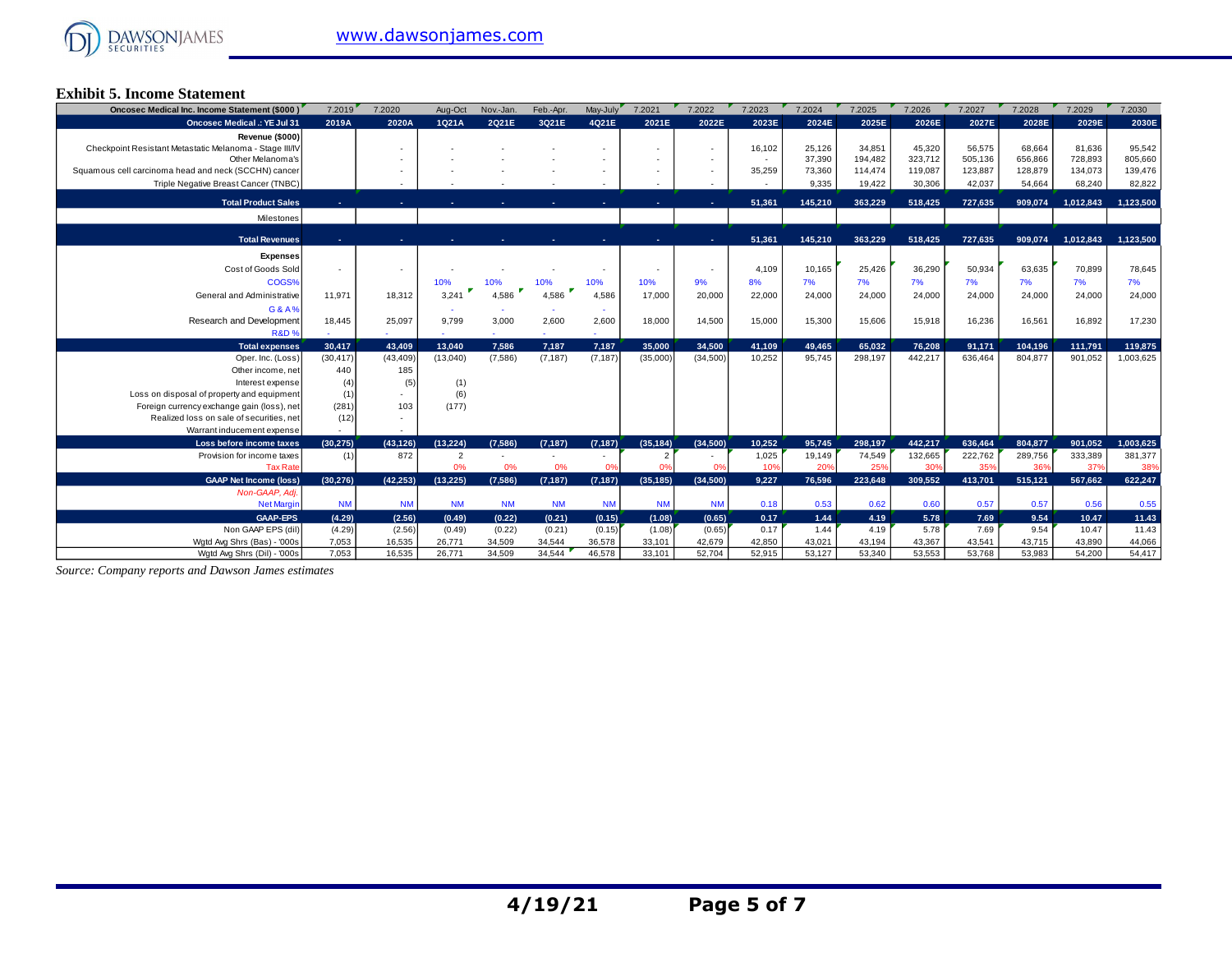## Exhibit 5. Income Statement

| Oncosec Medical Inc. Income Statement ($000 ) | 7.2019 | 7.2020 | Aug-Oct | Nov.-Jan. | Feb.-Apr. | May-July | 7.2021 | 7.2022 | 7.2023 | 7.2024 | 7.2025 | 7.2026 | 7.2027 | 7.2028 | 7.2029 | 7.2030 |
|---|---|---|---|---|---|---|---|---|---|---|---|---|---|---|---|---|
| **Oncosec Medical .: YE Jul 31** | **2019A** | **2020A** | **1Q21A** | **2Q21E** | **3Q21E** | **4Q21E** | **2021E** | **2022E** | **2023E** | **2024E** | **2025E** | **2026E** | **2027E** | **2028E** | **2029E** | **2030E** |
| **Revenue ($000)** | | | | | | | | | | | | | | | | |
| Checkpoint Resistant Metastatic Melanoma - Stage III/IV | | - | - | - | - | - | - | - | 16,102 | 25,126 | 34,851 | 45,320 | 56,575 | 68,664 | 81,636 | 95,542 |
| Other Melanoma's | | - | - | - | - | - | - | - | - | 37,390 | 194,482 | 323,712 | 505,136 | 656,866 | 728,893 | 805,660 |
| Squamous cell carcinoma head and neck (SCCHN) cancer | | - | - | - | - | - | - | - | 35,259 | 73,360 | 114,474 | 119,087 | 123,887 | 128,879 | 134,073 | 139,476 |
| Triple Negative Breast Cancer (TNBC) | | - | - | - | - | - | - | - | - | 9,335 | 19,422 | 30,306 | 42,037 | 54,664 | 68,240 | 82,822 |
| **Total Product Sales** | - | - | - | - | - | - | - | - | **51,361** | **145,210** | **363,229** | **518,425** | **727,635** | **909,074** | **1,012,843** | **1,123,500** |
| Milestones | | | | | | | | | | | | | | | | |
| **Total Revenues** | - | - | - | - | - | - | - | - | **51,361** | **145,210** | **363,229** | **518,425** | **727,635** | **909,074** | **1,012,843** | **1,123,500** |
| **Expenses** | | | | | | | | | | | | | | | | |
| Cost of Goods Sold | - | - | - | - | - | - | - | - | 4,109 | 10,165 | 25,426 | 36,290 | 50,934 | 63,635 | 70,899 | 78,645 |
| COGS% | | | 10% | 10% | 10% | 10% | 10% | 9% | 8% | 7% | 7% | 7% | 7% | 7% | 7% | 7% |
| General and Administrative | 11,971 | 18,312 | 3,241 | 4,586 | 4,586 | 4,586 | 17,000 | 20,000 | 22,000 | 24,000 | 24,000 | 24,000 | 24,000 | 24,000 | 24,000 | 24,000 |
| G & A % | | | - | - | - | - | | | | | | | | | | |
| Research and Development | 18,445 | 25,097 | 9,799 | 3,000 | 2,600 | 2,600 | 18,000 | 14,500 | 15,000 | 15,300 | 15,606 | 15,918 | 16,236 | 16,561 | 16,892 | 17,230 |
| R&D % | - | - | - | - | - | - | | | | | | | | | | |
| **Total expenses** | **30,417** | **43,409** | **13,040** | **7,586** | **7,187** | **7,187** | **35,000** | **34,500** | **41,109** | **49,465** | **65,032** | **76,208** | **91,171** | **104,196** | **111,791** | **119,875** |
| Oper. Inc. (Loss) | (30,417) | (43,409) | (13,040) | (7,586) | (7,187) | (7,187) | (35,000) | (34,500) | 10,252 | 95,745 | 298,197 | 442,217 | 636,464 | 804,877 | 901,052 | 1,003,625 |
| Other income, net | 440 | 185 | | | | | | | | | | | | | | |
| Interest expense | (4) | (5) | (1) | | | | | | | | | | | | | |
| Loss on disposal of property and equipment | (1) | - | (6) | | | | | | | | | | | | | |
| Foreign currency exchange gain (loss), net | (281) | 103 | (177) | | | | | | | | | | | | | |
| Realized loss on sale of securities, net | (12) | - | | | | | | | | | | | | | | |
| Warrant inducement expense | - | - | | | | | | | | | | | | | | |
| **Loss before income taxes** | **(30,275)** | **(43,126)** | **(13,224)** | **(7,586)** | **(7,187)** | **(7,187)** | **(35,184)** | **(34,500)** | **10,252** | **95,745** | **298,197** | **442,217** | **636,464** | **804,877** | **901,052** | **1,003,625** |
| Provision for income taxes | (1) | 872 | 2 | - | - | - | 2 | - | 1,025 | 19,149 | 74,549 | 132,665 | 222,762 | 289,756 | 333,389 | 381,377 |
| Tax Rate | | | 0% | 0% | 0% | 0% | 0% | 0% | 10% | 20% | 25% | 30% | 35% | 36% | 37% | 38% |
| **GAAP Net Income (loss)** | **(30,276)** | **(42,253)** | **(13,225)** | **(7,586)** | **(7,187)** | **(7,187)** | **(35,185)** | **(34,500)** | **9,227** | **76,596** | **223,648** | **309,552** | **413,701** | **515,121** | **567,662** | **622,247** |
| *Non-GAAP, Adj.* | | | | | | | | | | | | | | | | |
| Net Margin | NM | NM | NM | NM | NM | NM | NM | NM | 0.18 | 0.53 | 0.62 | 0.60 | 0.57 | 0.57 | 0.56 | 0.55 |
| **GAAP-EPS** | **(4.29)** | **(2.56)** | **(0.49)** | **(0.22)** | **(0.21)** | **(0.15)** | **(1.08)** | **(0.65)** | **0.17** | **1.44** | **4.19** | **5.78** | **7.69** | **9.54** | **10.47** | **11.43** |
| Non GAAP EPS (dil) | (4.29) | (2.56) | (0.49) | (0.22) | (0.21) | (0.15) | (1.08) | (0.65) | 0.17 | 1.44 | 4.19 | 5.78 | 7.69 | 9.54 | 10.47 | 11.43 |
| Wgtd Avg Shrs (Bas) - '000s | 7,053 | 16,535 | 26,771 | 34,509 | 34,544 | 36,578 | 33,101 | 42,679 | 42,850 | 43,021 | 43,194 | 43,367 | 43,541 | 43,715 | 43,890 | 44,066 |
| Wgtd Avg Shrs (Dil) - '000s | 7,053 | 16,535 | 26,771 | 34,509 | 34,544 | 46,578 | 33,101 | 52,704 | 52,915 | 53,127 | 53,340 | 53,553 | 53,768 | 53,983 | 54,200 | 54,417 |

*Source: Company reports and Dawson James estimates*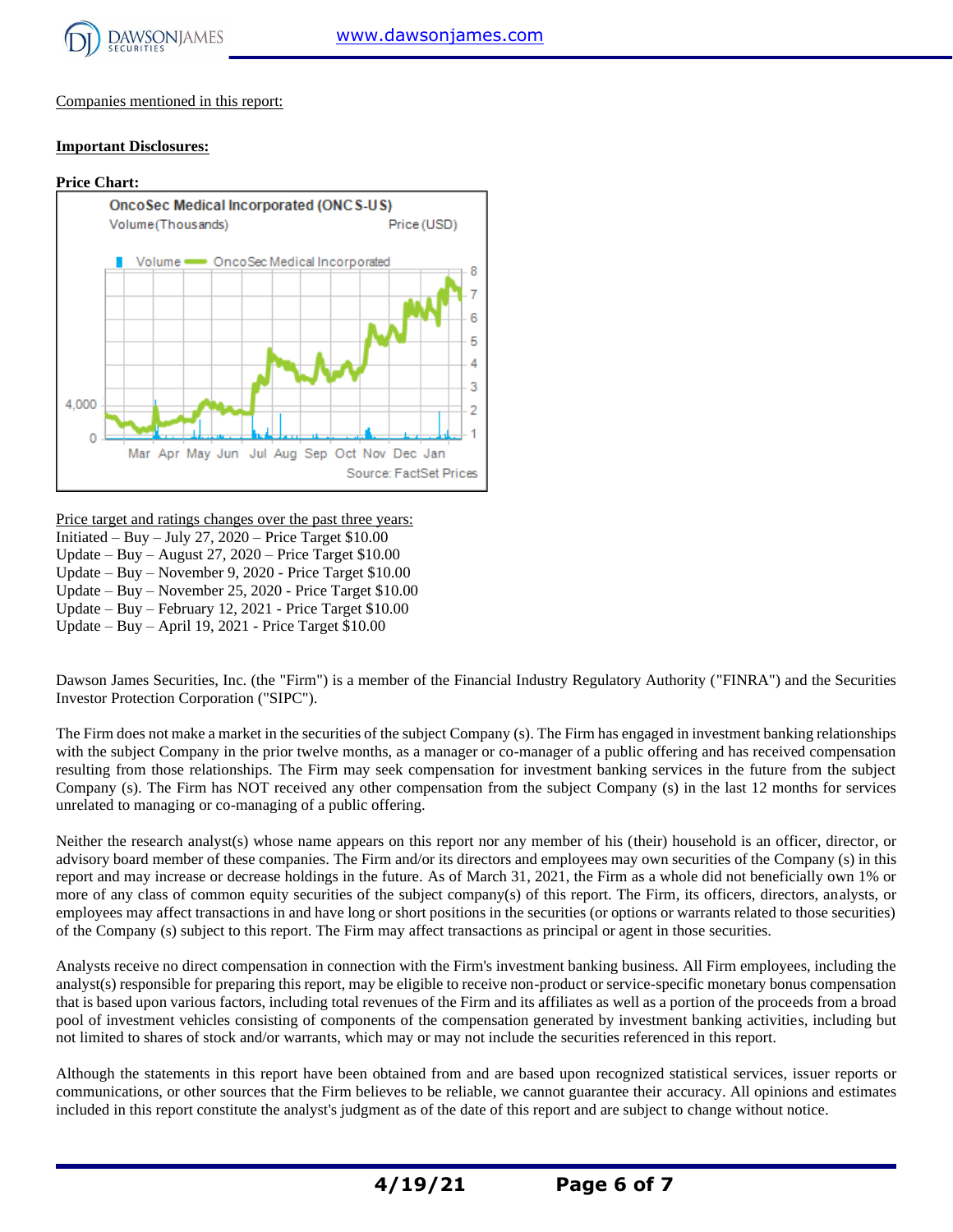Companies mentioned in this report:

**Important Disclosures:**

**Price Chart:**

Price target and ratings changes over the past three years:

Initiated – Buy – July 27, 2020 – Price Target $10.00
Update – Buy – August 27, 2020 – Price Target $10.00
Update – Buy – November 9, 2020 - Price Target $10.00
Update – Buy – November 25, 2020 - Price Target $10.00
Update – Buy – February 12, 2021 - Price Target $10.00
Update – Buy – April 19, 2021 - Price Target $10.00

Dawson James Securities, Inc. (the "Firm") is a member of the Financial Industry Regulatory Authority ("FINRA") and the Securities Investor Protection Corporation ("SIPC").

The Firm does not make a market in the securities of the subject Company (s). The Firm has engaged in investment banking relationships with the subject Company in the prior twelve months, as a manager or co-manager of a public offering and has received compensation resulting from those relationships. The Firm may seek compensation for investment banking services in the future from the subject Company (s). The Firm has NOT received any other compensation from the subject Company (s) in the last 12 months for services unrelated to managing or co-managing of a public offering.

Neither the research analyst(s) whose name appears on this report nor any member of his (their) household is an officer, director, or advisory board member of these companies. The Firm and/or its directors and employees may own securities of the Company (s) in this report and may increase or decrease holdings in the future. As of March 31, 2021, the Firm as a whole did not beneficially own 1% or more of any class of common equity securities of the subject company(s) of this report. The Firm, its officers, directors, analysts, or employees may affect transactions in and have long or short positions in the securities (or options or warrants related to those securities) of the Company (s) subject to this report. The Firm may affect transactions as principal or agent in those securities.

Analysts receive no direct compensation in connection with the Firm's investment banking business. All Firm employees, including the analyst(s) responsible for preparing this report, may be eligible to receive non-product or service-specific monetary bonus compensation that is based upon various factors, including total revenues of the Firm and its affiliates as well as a portion of the proceeds from a broad pool of investment vehicles consisting of components of the compensation generated by investment banking activities, including but not limited to shares of stock and/or warrants, which may or may not include the securities referenced in this report.

Although the statements in this report have been obtained from and are based upon recognized statistical services, issuer reports or communications, or other sources that the Firm believes to be reliable, we cannot guarantee their accuracy. All opinions and estimates included in this report constitute the analyst's judgment as of the date of this report and are subject to change without notice.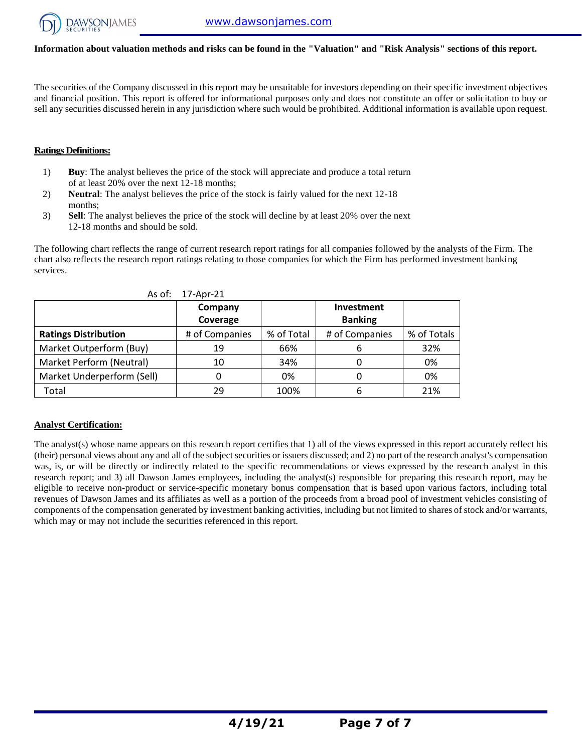**Information about valuation methods and risks can be found in the "Valuation" and "Risk Analysis" sections of this report.**

The securities of the Company discussed in this report may be unsuitable for investors depending on their specific investment objectives and financial position. This report is offered for informational purposes only and does not constitute an offer or solicitation to buy or sell any securities discussed herein in any jurisdiction where such would be prohibited. Additional information is available upon request.

**Ratings Definitions:**

1) **Buy**: The analyst believes the price of the stock will appreciate and produce a total return of at least 20% over the next 12-18 months;
2) **Neutral**: The analyst believes the price of the stock is fairly valued for the next 12-18 months;
3) **Sell**: The analyst believes the price of the stock will decline by at least 20% over the next 12-18 months and should be sold.

The following chart reflects the range of current research report ratings for all companies followed by the analysts of the Firm. The chart also reflects the research report ratings relating to those companies for which the Firm has performed investment banking services.

As of: 17-Apr-21

| | Company Coverage | | Investment Banking | |
|---|---|---|---|---|
| **Ratings Distribution** | # of Companies | % of Total | # of Companies | % of Totals |
| Market Outperform (Buy) | 19 | 66% | 6 | 32% |
| Market Perform (Neutral) | 10 | 34% | 0 | 0% |
| Market Underperform (Sell) | 0 | 0% | 0 | 0% |
| Total | 29 | 100% | 6 | 21% |

**Analyst Certification:**

The analyst(s) whose name appears on this research report certifies that 1) all of the views expressed in this report accurately reflect his (their) personal views about any and all of the subject securities or issuers discussed; and 2) no part of the research analyst's compensation was, is, or will be directly or indirectly related to the specific recommendations or views expressed by the research analyst in this research report; and 3) all Dawson James employees, including the analyst(s) responsible for preparing this research report, may be eligible to receive non-product or service-specific monetary bonus compensation that is based upon various factors, including total revenues of Dawson James and its affiliates as well as a portion of the proceeds from a broad pool of investment vehicles consisting of components of the compensation generated by investment banking activities, including but not limited to shares of stock and/or warrants, which may or may not include the securities referenced in this report.